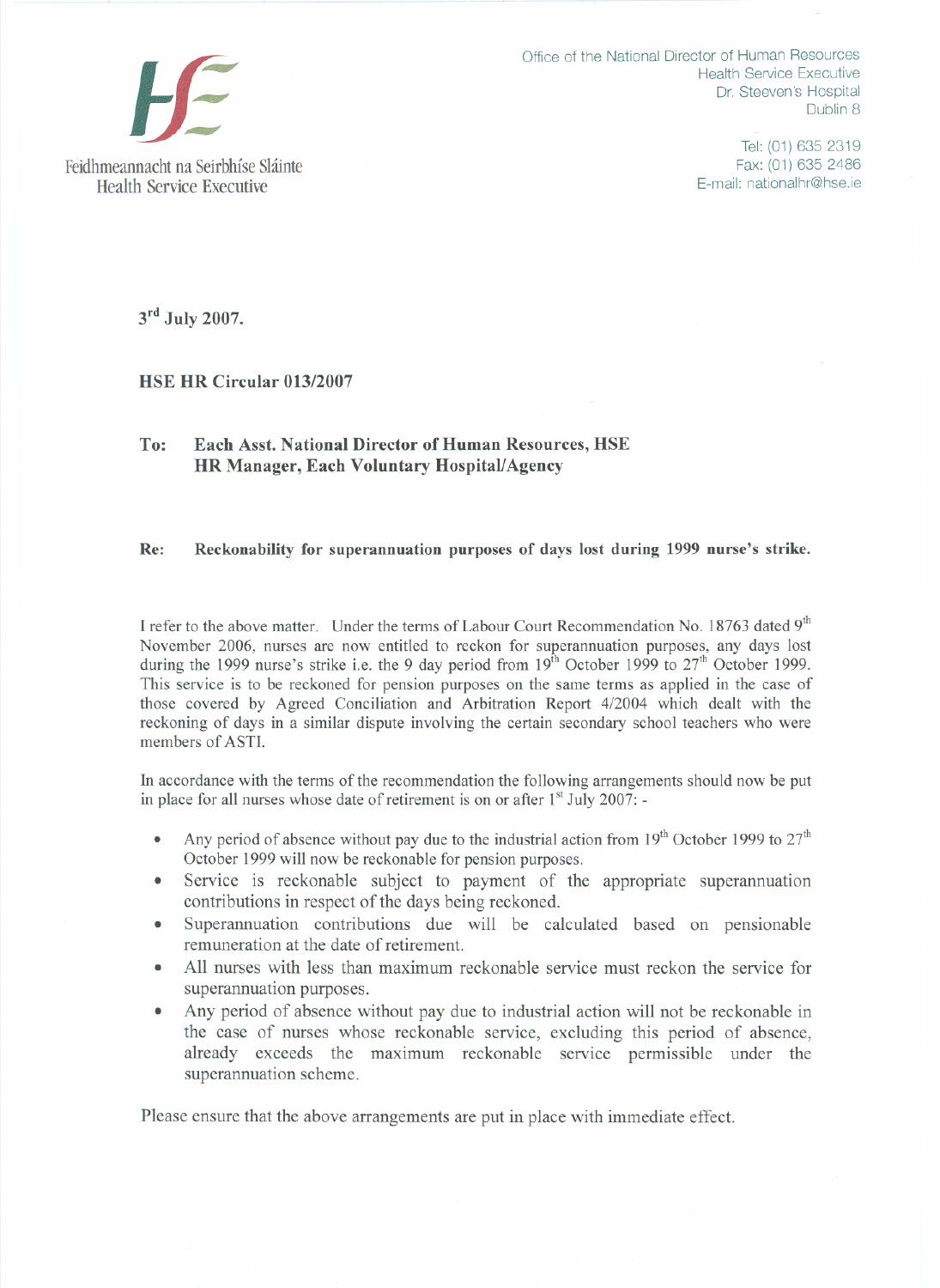Feidhmeannacht na Seirbhíse Sláinte
Health Service Executive

Office of the National Director of Human Resources
Health Service Executive
Dr. Steeven's Hospital
Dublin 8

Tel: (01) 635 2319
Fax: (01) 635 2486
E-mail: nationalhr@hse.ie

**3rd July 2007.**

**HSE HR Circular 013/2007**

**To: Each Asst. National Director of Human Resources, HSE**
**HR Manager, Each Voluntary Hospital/Agency**

**Re: Reckonability for superannuation purposes of days lost during 1999 nurse's strike.**

I refer to the above matter. Under the terms of Labour Court Recommendation No. 18763 dated 9th November 2006, nurses are now entitled to reckon for superannuation purposes, any days lost during the 1999 nurse's strike i.e. the 9 day period from 19th October 1999 to 27th October 1999. This service is to be reckoned for pension purposes on the same terms as applied in the case of those covered by Agreed Conciliation and Arbitration Report 4/2004 which dealt with the reckoning of days in a similar dispute involving the certain secondary school teachers who were members of ASTI.

In accordance with the terms of the recommendation the following arrangements should now be put in place for all nurses whose date of retirement is on or after 1st July 2007: -

- Any period of absence without pay due to the industrial action from 19th October 1999 to 27th October 1999 will now be reckonable for pension purposes.
- Service is reckonable subject to payment of the appropriate superannuation contributions in respect of the days being reckoned.
- Superannuation contributions due will be calculated based on pensionable remuneration at the date of retirement.
- All nurses with less than maximum reckonable service must reckon the service for superannuation purposes.
- Any period of absence without pay due to industrial action will not be reckonable in the case of nurses whose reckonable service, excluding this period of absence, already exceeds the maximum reckonable service permissible under the superannuation scheme.

Please ensure that the above arrangements are put in place with immediate effect.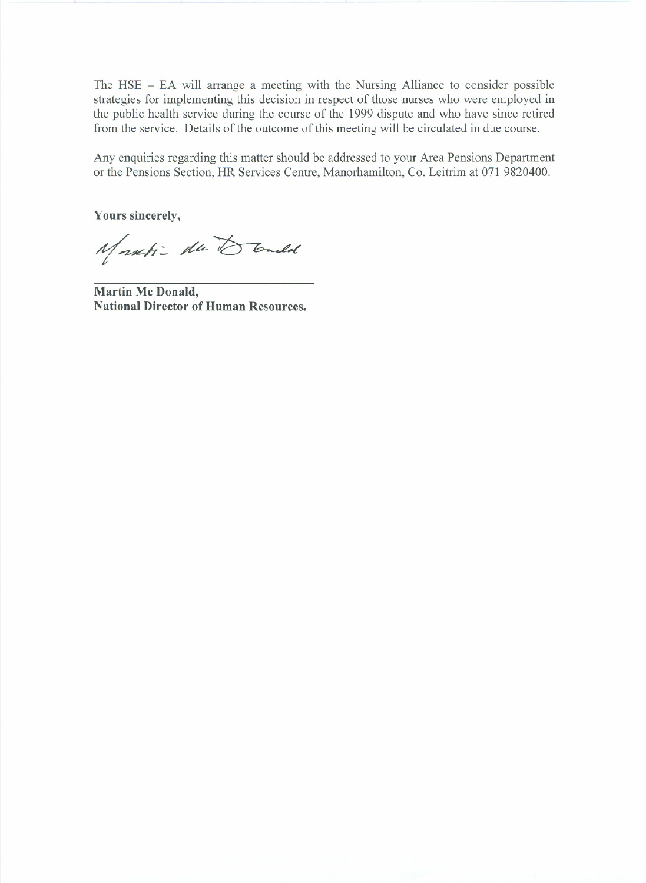The HSE – EA will arrange a meeting with the Nursing Alliance to consider possible strategies for implementing this decision in respect of those nurses who were employed in the public health service during the course of the 1999 dispute and who have since retired from the service. Details of the outcome of this meeting will be circulated in due course.

Any enquiries regarding this matter should be addressed to your Area Pensions Department or the Pensions Section, HR Services Centre, Manorhamilton, Co. Leitrim at 071 9820400.

**Yours sincerely,**

**Martin Mc Donald,**
**National Director of Human Resources.**